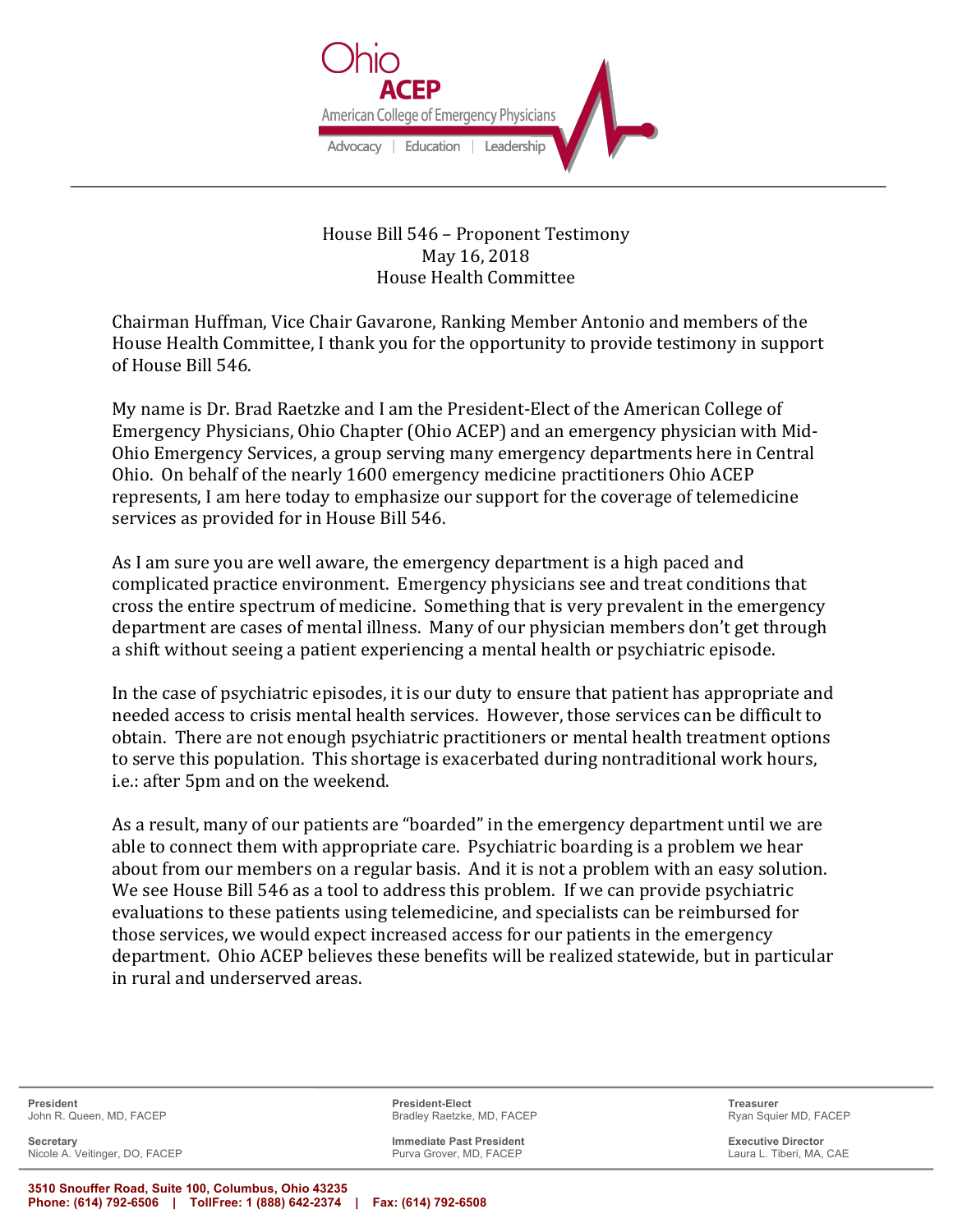Ohio ACEP

American College of Emergency Physicians

Advocacy | Education | Leadership

House Bill 546 – Proponent Testimony
May 16, 2018
House Health Committee

Chairman Huffman, Vice Chair Gavarone, Ranking Member Antonio and members of the House Health Committee, I thank you for the opportunity to provide testimony in support of House Bill 546.

My name is Dr. Brad Raetzke and I am the President-Elect of the American College of Emergency Physicians, Ohio Chapter (Ohio ACEP) and an emergency physician with Mid-Ohio Emergency Services, a group serving many emergency departments here in Central Ohio. On behalf of the nearly 1600 emergency medicine practitioners Ohio ACEP represents, I am here today to emphasize our support for the coverage of telemedicine services as provided for in House Bill 546.

As I am sure you are well aware, the emergency department is a high paced and complicated practice environment. Emergency physicians see and treat conditions that cross the entire spectrum of medicine. Something that is very prevalent in the emergency department are cases of mental illness. Many of our physician members don't get through a shift without seeing a patient experiencing a mental health or psychiatric episode.

In the case of psychiatric episodes, it is our duty to ensure that patient has appropriate and needed access to crisis mental health services. However, those services can be difficult to obtain. There are not enough psychiatric practitioners or mental health treatment options to serve this population. This shortage is exacerbated during nontraditional work hours, i.e.: after 5pm and on the weekend.

As a result, many of our patients are "boarded" in the emergency department until we are able to connect them with appropriate care. Psychiatric boarding is a problem we hear about from our members on a regular basis. And it is not a problem with an easy solution. We see House Bill 546 as a tool to address this problem. If we can provide psychiatric evaluations to these patients using telemedicine, and specialists can be reimbursed for those services, we would expect increased access for our patients in the emergency department. Ohio ACEP believes these benefits will be realized statewide, but in particular in rural and underserved areas.

| | | |
|---|---|---|
| **President**<br>John R. Queen, MD, FACEP | **President-Elect**<br>Bradley Raetzke, MD, FACEP | **Treasurer**<br>Ryan Squier MD, FACEP |
| **Secretary**<br>Nicole A. Veitinger, DO, FACEP | **Immediate Past President**<br>Purva Grover, MD, FACEP | **Executive Director**<br>Laura L. Tiberi, MA, CAE |

**3510 Snouffer Road, Suite 100, Columbus, Ohio 43235**
**Phone: (614) 792-6506 | TollFree: 1 (888) 642-2374 | Fax: (614) 792-6508**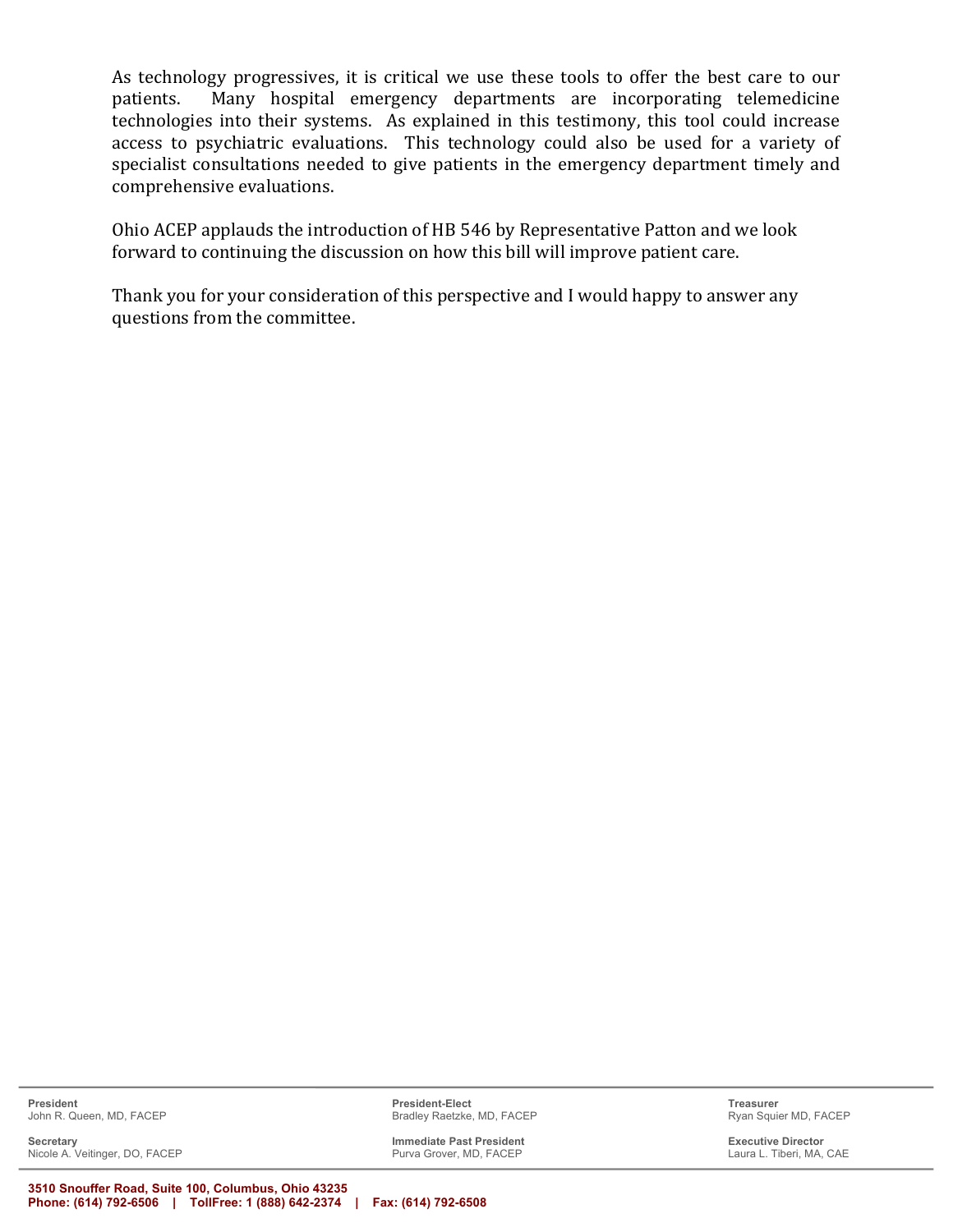As technology progressives, it is critical we use these tools to offer the best care to our patients. Many hospital emergency departments are incorporating telemedicine technologies into their systems. As explained in this testimony, this tool could increase access to psychiatric evaluations. This technology could also be used for a variety of specialist consultations needed to give patients in the emergency department timely and comprehensive evaluations.

Ohio ACEP applauds the introduction of HB 546 by Representative Patton and we look forward to continuing the discussion on how this bill will improve patient care.

Thank you for your consideration of this perspective and I would happy to answer any questions from the committee.